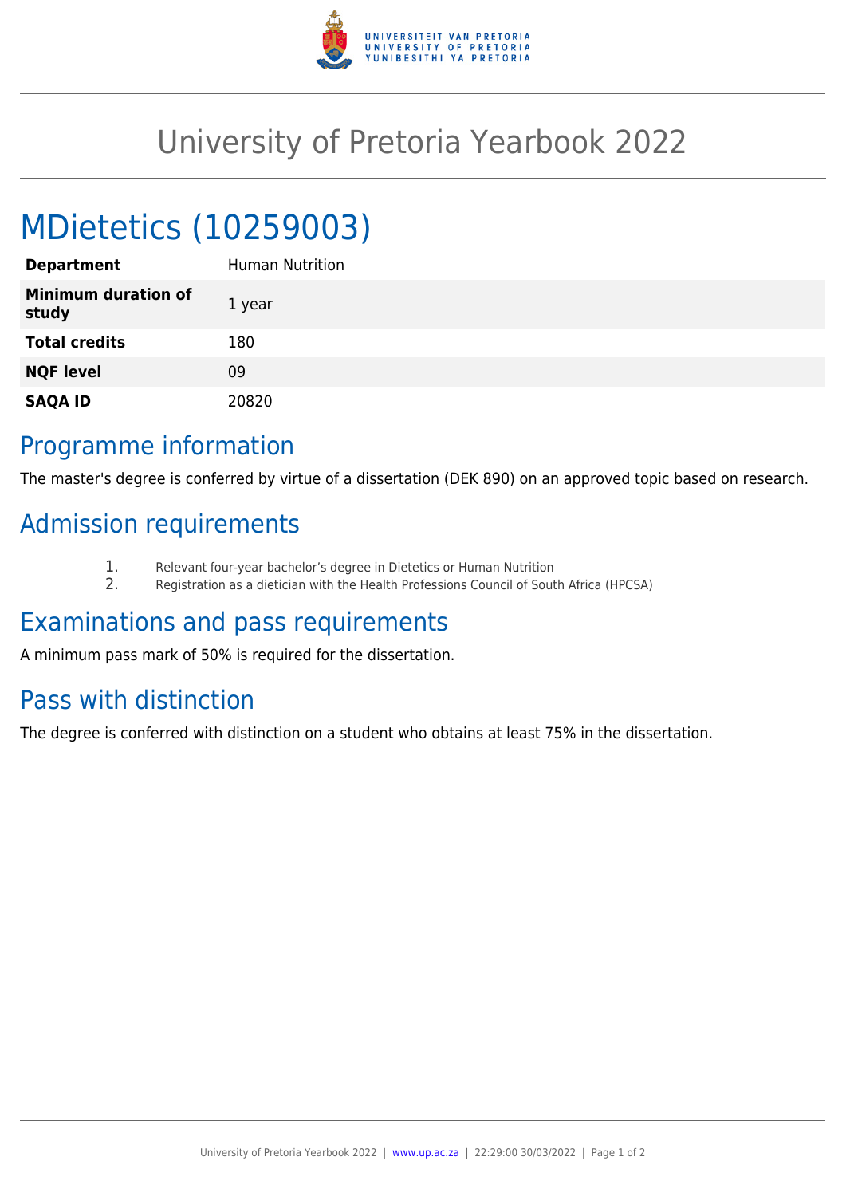# University of Pretoria Yearbook 2022

## MDietetics (10259003)

| | |
|---|---|
| **Department** | Human Nutrition |
| **Minimum duration of study** | 1 year |
| **Total credits** | 180 |
| **NQF level** | 09 |
| **SAQA ID** | 20820 |

## Programme information

The master's degree is conferred by virtue of a dissertation (DEK 890) on an approved topic based on research.

## Admission requirements

1. Relevant four-year bachelor's degree in Dietetics or Human Nutrition
2. Registration as a dietician with the Health Professions Council of South Africa (HPCSA)

## Examinations and pass requirements

A minimum pass mark of 50% is required for the dissertation.

## Pass with distinction

The degree is conferred with distinction on a student who obtains at least 75% in the dissertation.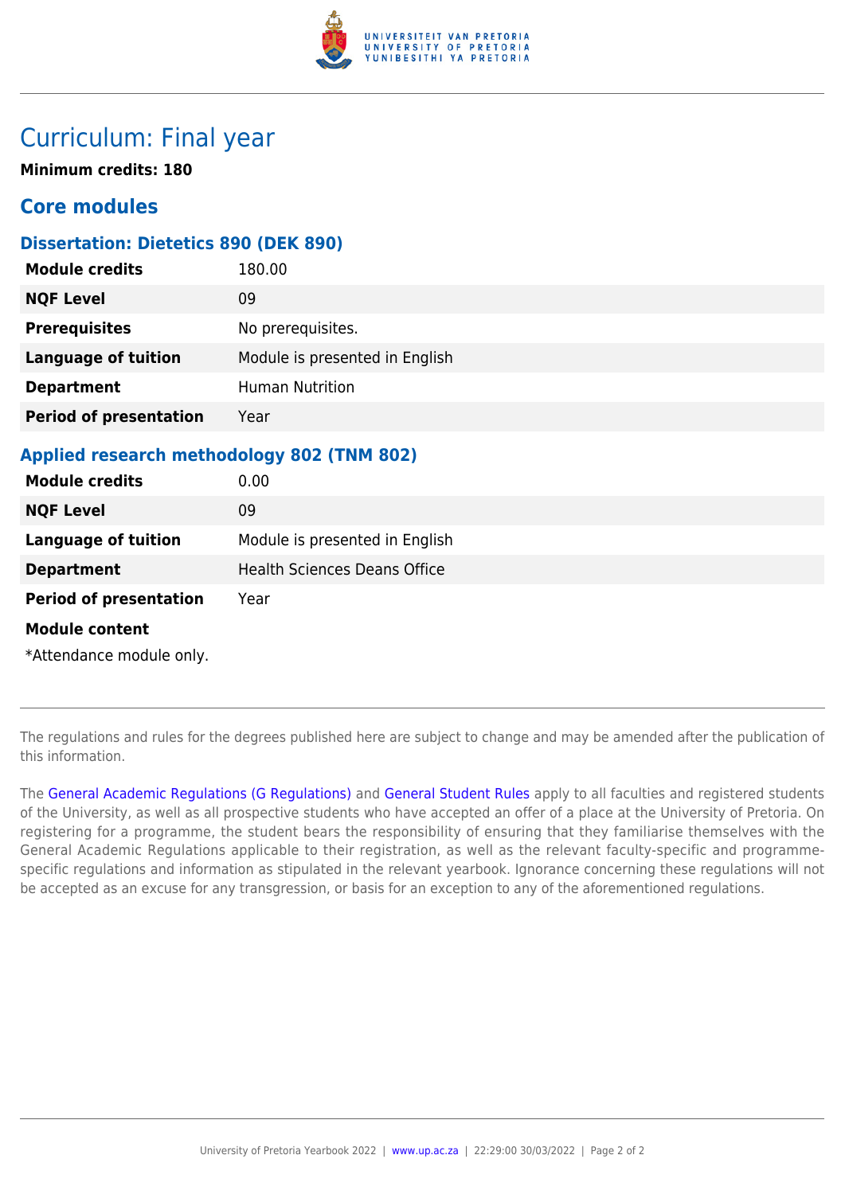# Curriculum: Final year

**Minimum credits: 180**

## Core modules

### Dissertation: Dietetics 890 (DEK 890)

| | |
|---|---|
| **Module credits** | 180.00 |
| **NQF Level** | 09 |
| **Prerequisites** | No prerequisites. |
| **Language of tuition** | Module is presented in English |
| **Department** | Human Nutrition |
| **Period of presentation** | Year |

### Applied research methodology 802 (TNM 802)

| | |
|---|---|
| **Module credits** | 0.00 |
| **NQF Level** | 09 |
| **Language of tuition** | Module is presented in English |
| **Department** | Health Sciences Deans Office |
| **Period of presentation** | Year |

**Module content**

*Attendance module only.

The regulations and rules for the degrees published here are subject to change and may be amended after the publication of this information.

The General Academic Regulations (G Regulations) and General Student Rules apply to all faculties and registered students of the University, as well as all prospective students who have accepted an offer of a place at the University of Pretoria. On registering for a programme, the student bears the responsibility of ensuring that they familiarise themselves with the General Academic Regulations applicable to their registration, as well as the relevant faculty-specific and programme-specific regulations and information as stipulated in the relevant yearbook. Ignorance concerning these regulations will not be accepted as an excuse for any transgression, or basis for an exception to any of the aforementioned regulations.